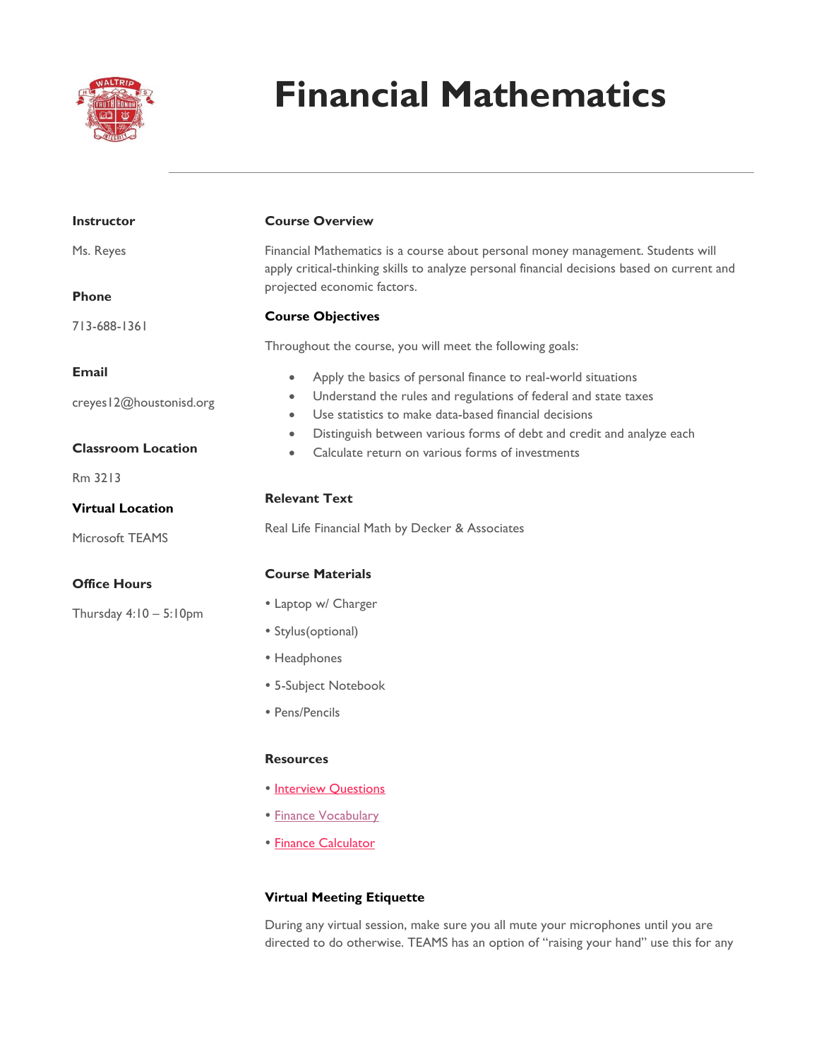# Financial Mathematics

**Instructor**

Ms. Reyes

**Phone**

713-688-1361

**Email**

creyes12@houstonisd.org

**Classroom Location**

Rm 3213

**Virtual Location**

Microsoft TEAMS

**Office Hours**

Thursday 4:10 – 5:10pm

**Course Overview**

Financial Mathematics is a course about personal money management. Students will apply critical-thinking skills to analyze personal financial decisions based on current and projected economic factors.

**Course Objectives**

Throughout the course, you will meet the following goals:

- Apply the basics of personal finance to real-world situations
- Understand the rules and regulations of federal and state taxes
- Use statistics to make data-based financial decisions
- Distinguish between various forms of debt and credit and analyze each
- Calculate return on various forms of investments

**Relevant Text**

Real Life Financial Math by Decker & Associates

**Course Materials**

- Laptop w/ Charger
- Stylus(optional)
- Headphones
- 5-Subject Notebook
- Pens/Pencils

**Resources**

- Interview Questions
- Finance Vocabulary
- Finance Calculator

**Virtual Meeting Etiquette**

During any virtual session, make sure you all mute your microphones until you are directed to do otherwise. TEAMS has an option of "raising your hand" use this for any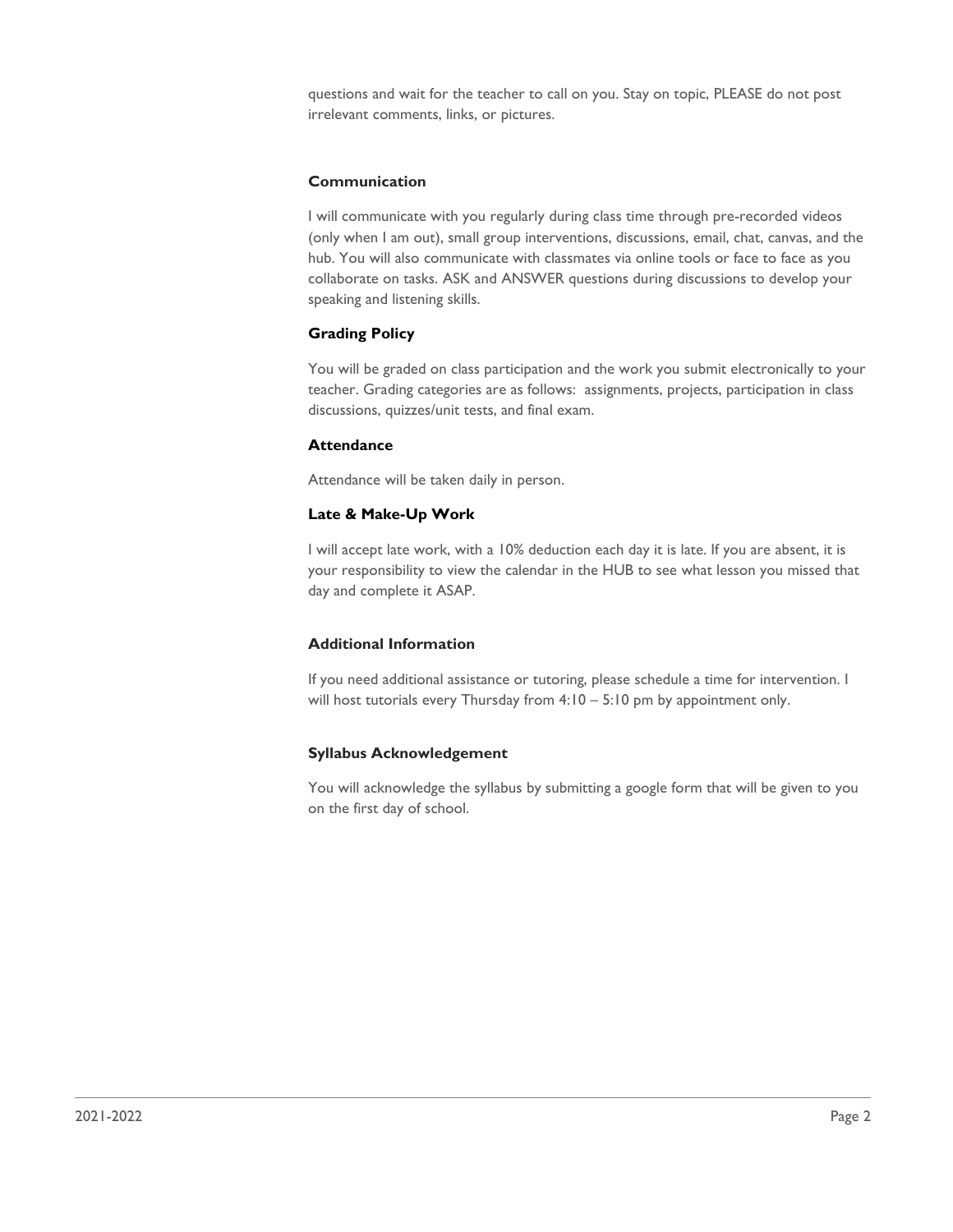questions and wait for the teacher to call on you. Stay on topic, PLEASE do not post irrelevant comments, links, or pictures.

**Communication**

I will communicate with you regularly during class time through pre-recorded videos (only when I am out), small group interventions, discussions, email, chat, canvas, and the hub. You will also communicate with classmates via online tools or face to face as you collaborate on tasks. ASK and ANSWER questions during discussions to develop your speaking and listening skills.

**Grading Policy**

You will be graded on class participation and the work you submit electronically to your teacher. Grading categories are as follows: assignments, projects, participation in class discussions, quizzes/unit tests, and final exam.

**Attendance**

Attendance will be taken daily in person.

**Late & Make-Up Work**

I will accept late work, with a 10% deduction each day it is late. If you are absent, it is your responsibility to view the calendar in the HUB to see what lesson you missed that day and complete it ASAP.

**Additional Information**

If you need additional assistance or tutoring, please schedule a time for intervention. I will host tutorials every Thursday from 4:10 – 5:10 pm by appointment only.

**Syllabus Acknowledgement**

You will acknowledge the syllabus by submitting a google form that will be given to you on the first day of school.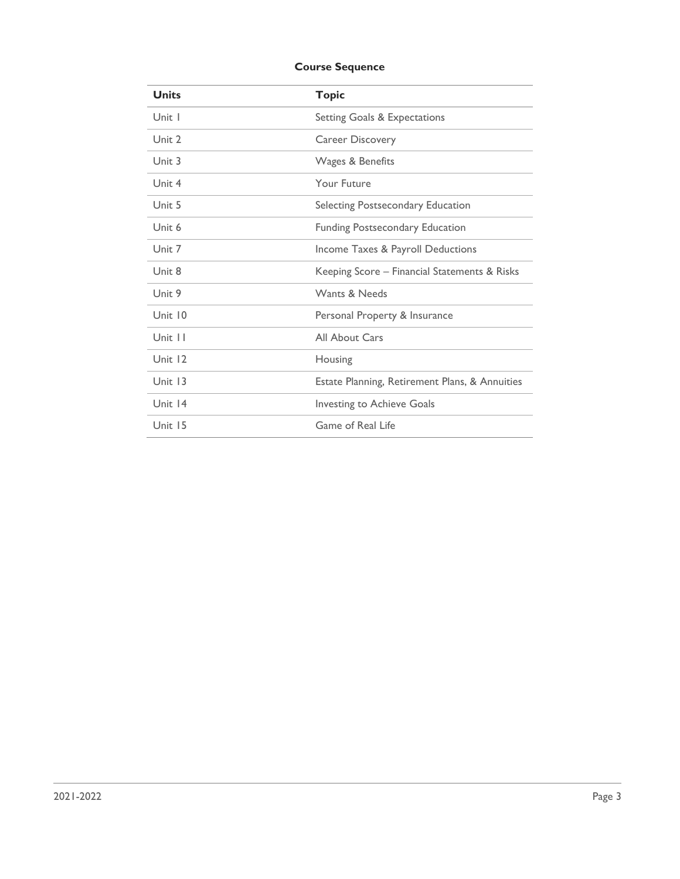**Course Sequence**

| **Units** | **Topic** |
|---|---|
| Unit 1 | Setting Goals & Expectations |
| Unit 2 | Career Discovery |
| Unit 3 | Wages & Benefits |
| Unit 4 | Your Future |
| Unit 5 | Selecting Postsecondary Education |
| Unit 6 | Funding Postsecondary Education |
| Unit 7 | Income Taxes & Payroll Deductions |
| Unit 8 | Keeping Score – Financial Statements & Risks |
| Unit 9 | Wants & Needs |
| Unit 10 | Personal Property & Insurance |
| Unit 11 | All About Cars |
| Unit 12 | Housing |
| Unit 13 | Estate Planning, Retirement Plans, & Annuities |
| Unit 14 | Investing to Achieve Goals |
| Unit 15 | Game of Real Life |